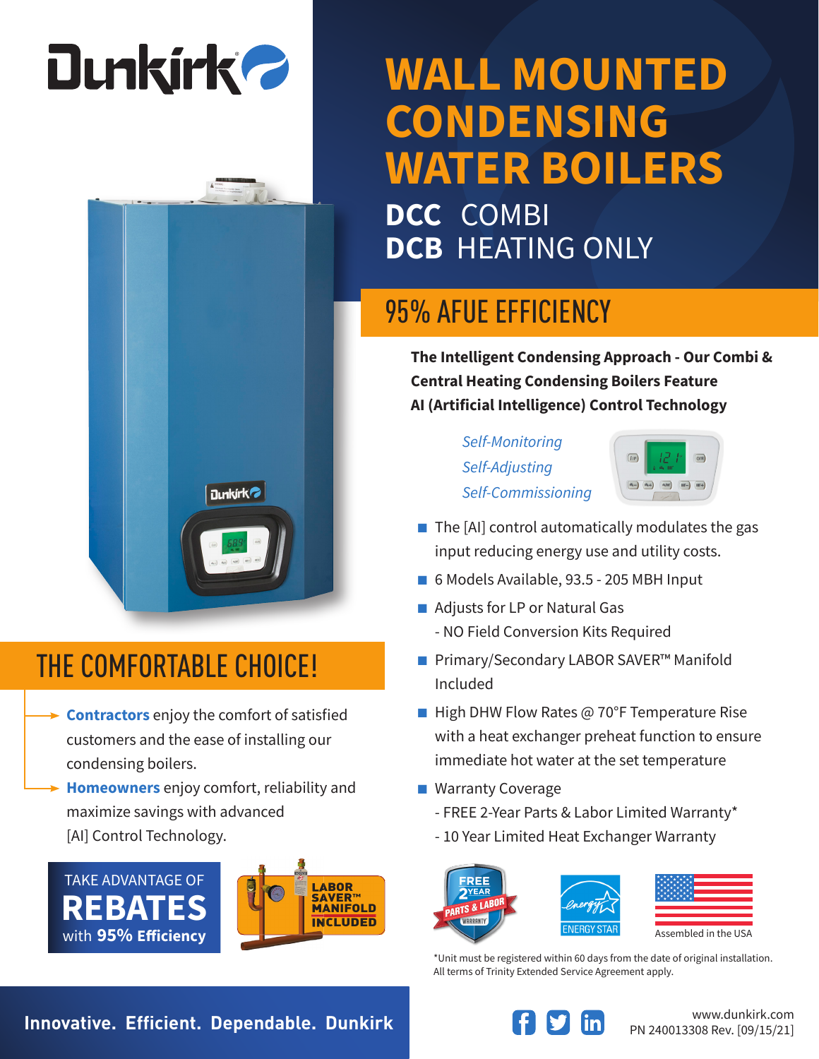# Dunkirk

# WALL MOUNTED CONDENSING WATER BOILERS

**DCC** COMBI
**DCB** HEATING ONLY

## 95% AFUE EFFICIENCY

**The Intelligent Condensing Approach - Our Combi & Central Heating Condensing Boilers Feature AI (Artificial Intelligence) Control Technology**

*Self-Monitoring*
*Self-Adjusting*
*Self-Commissioning*

- The [AI] control automatically modulates the gas input reducing energy use and utility costs.
- 6 Models Available, 93.5 - 205 MBH Input
- Adjusts for LP or Natural Gas
  - NO Field Conversion Kits Required
- Primary/Secondary LABOR SAVER™ Manifold Included
- High DHW Flow Rates @ 70°F Temperature Rise with a heat exchanger preheat function to ensure immediate hot water at the set temperature
- Warranty Coverage
  - FREE 2-Year Parts & Labor Limited Warranty*
  - 10 Year Limited Heat Exchanger Warranty

## THE COMFORTABLE CHOICE!

**Contractors** enjoy the comfort of satisfied customers and the ease of installing our condensing boilers.

**Homeowners** enjoy comfort, reliability and maximize savings with advanced [AI] Control Technology.

TAKE ADVANTAGE OF **REBATES** with **95% Efficiency**

LABOR SAVER™ MANIFOLD INCLUDED

FREE 2 YEAR PARTS & LABOR WARRANTY

ENERGY STAR

Assembled in the USA

*Unit must be registered within 60 days from the date of original installation. All terms of Trinity Extended Service Agreement apply.

**Innovative. Efficient. Dependable. Dunkirk**

www.dunkirk.com
PN 240013308 Rev. [09/15/21]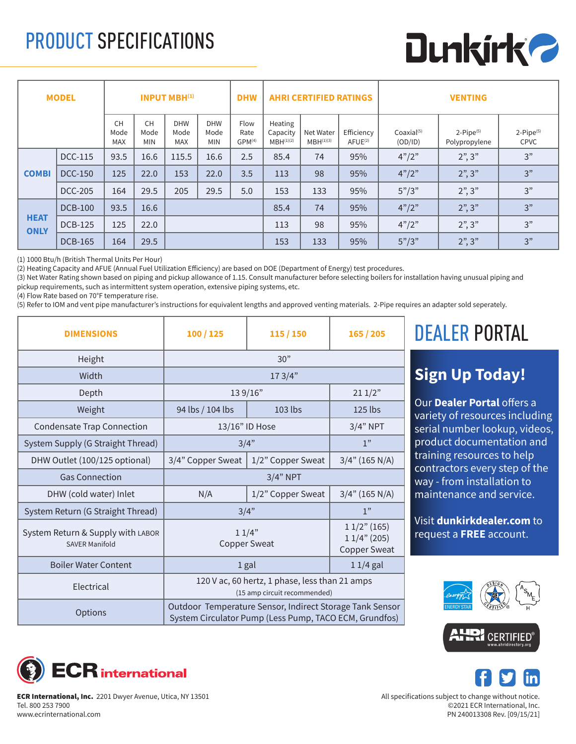# PRODUCT SPECIFICATIONS

Dunkirk

| MODEL | | INPUT MBH[1] | | | | DHW | AHRI CERTIFIED RATINGS | | | VENTING | | |
|---|---|---|---|---|---|---|---|---|---|---|---|---|
| | | CH Mode MAX | CH Mode MIN | DHW Mode MAX | DHW Mode MIN | Flow Rate GPM[4] | Heating Capacity MBH[1][2] | Net Water MBH[1][3] | Efficiency AFUE[2] | Coaxial[5] (OD/ID) | 2-Pipe[5] Polypropylene | 2-Pipe[5] CPVC |
| COMBI | DCC-115 | 93.5 | 16.6 | 115.5 | 16.6 | 2.5 | 85.4 | 74 | 95% | 4"/2" | 2", 3" | 3" |
| | DCC-150 | 125 | 22.0 | 153 | 22.0 | 3.5 | 113 | 98 | 95% | 4"/2" | 2", 3" | 3" |
| | DCC-205 | 164 | 29.5 | 205 | 29.5 | 5.0 | 153 | 133 | 95% | 5"/3" | 2", 3" | 3" |
| HEAT ONLY | DCB-100 | 93.5 | 16.6 | | | | 85.4 | 74 | 95% | 4"/2" | 2", 3" | 3" |
| | DCB-125 | 125 | 22.0 | | | | 113 | 98 | 95% | 4"/2" | 2", 3" | 3" |
| | DCB-165 | 164 | 29.5 | | | | 153 | 133 | 95% | 5"/3" | 2", 3" | 3" |

(1) 1000 Btu/h (British Thermal Units Per Hour)
(2) Heating Capacity and AFUE (Annual Fuel Utilization Efficiency) are based on DOE (Department of Energy) test procedures.
(3) Net Water Rating shown based on piping and pickup allowance of 1.15. Consult manufacturer before selecting boilers for installation having unusual piping and pickup requirements, such as intermittent system operation, extensive piping systems, etc.
(4) Flow Rate based on 70°F temperature rise.
(5) Refer to IOM and vent pipe manufacturer's instructions for equivalent lengths and approved venting materials. 2-Pipe requires an adapter sold seperately.

| DIMENSIONS | 100 / 125 | 115 / 150 | 165 / 205 |
|---|---|---|---|
| Height | 30" | | |
| Width | 17 3/4" | | |
| Depth | 13 9/16" | | 21 1/2" |
| Weight | 94 lbs / 104 lbs | 103 lbs | 125 lbs |
| Condensate Trap Connection | 13/16" ID Hose | | 3/4" NPT |
| System Supply (G Straight Thread) | 3/4" | | 1" |
| DHW Outlet (100/125 optional) | 3/4" Copper Sweat | 1/2" Copper Sweat | 3/4" (165 N/A) |
| Gas Connection | 3/4" NPT | | |
| DHW (cold water) Inlet | N/A | 1/2" Copper Sweat | 3/4" (165 N/A) |
| System Return (G Straight Thread) | 3/4" | | 1" |
| System Return & Supply with LABOR SAVER Manifold | 1 1/4" Copper Sweat | | 1 1/2" (165) 1 1/4" (205) Copper Sweat |
| Boiler Water Content | 1 gal | | 1 1/4 gal |
| Electrical | 120 V ac, 60 hertz, 1 phase, less than 21 amps (15 amp circuit recommended) | | |
| Options | Outdoor Temperature Sensor, Indirect Storage Tank Sensor System Circulator Pump (Less Pump, TACO ECM, Grundfos) | | |

## DEALER PORTAL

### Sign Up Today!

Our **Dealer Portal** offers a variety of resources including serial number lookup, videos, product documentation and training resources to help contractors every step of the way - from installation to maintenance and service.

Visit **dunkirkdealer.com** to request a **FREE** account.

ENERGY STAR

AHRI CERTIFIED® www.ahridirectory.org

ECR international

**ECR International, Inc.** 2201 Dwyer Avenue, Utica, NY 13501
Tel. 800 253 7900
www.ecrinternational.com

All specifications subject to change without notice.
©2021 ECR International, Inc.
PN 240013308 Rev. [09/15/21]